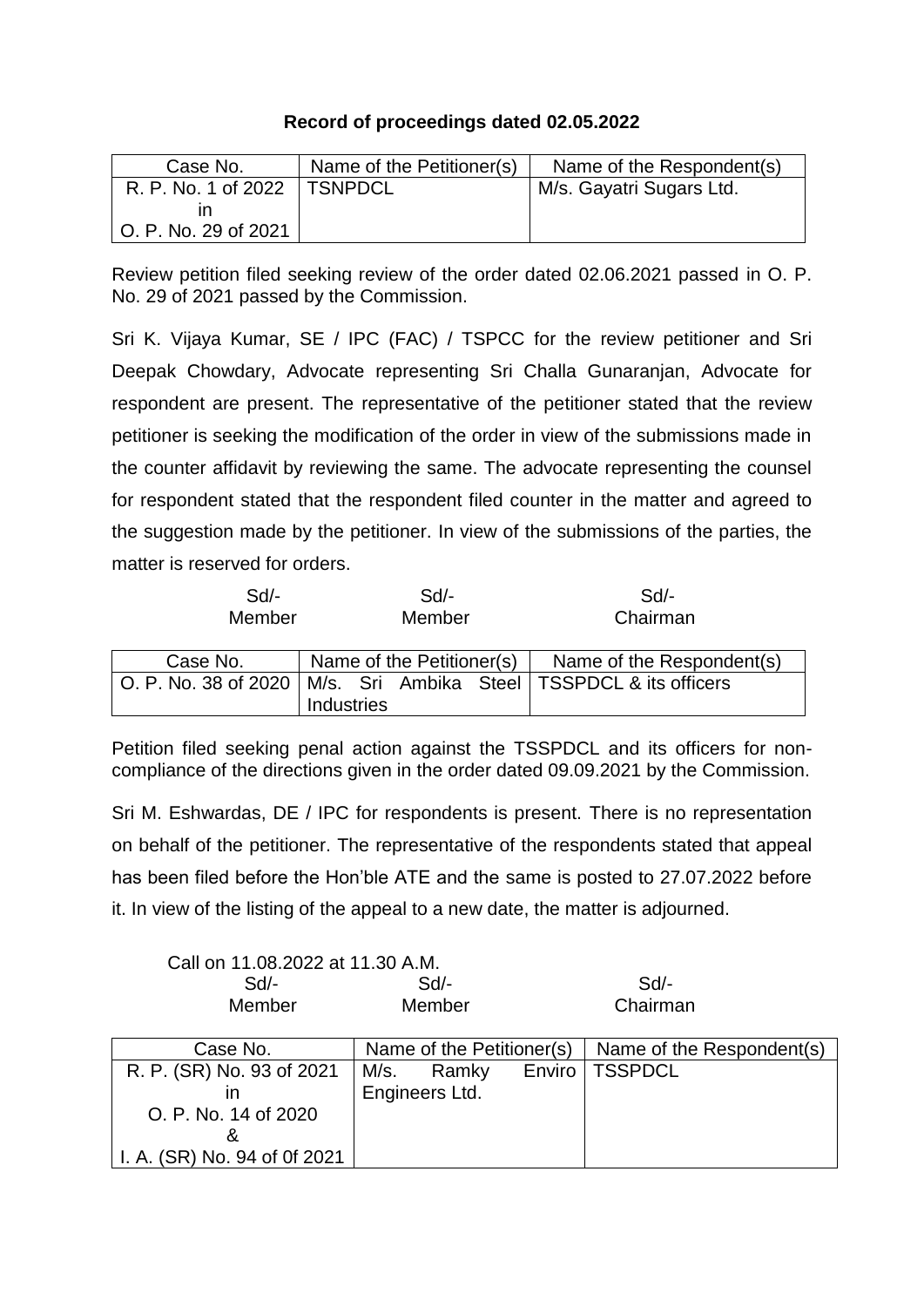**Record of proceedings dated 02.05.2022**

| Case No. | Name of the Petitioner(s) | Name of the Respondent(s) |
|---|---|---|
| R. P. No. 1 of 2022 in O. P. No. 29 of 2021 | TSNPDCL | M/s. Gayatri Sugars Ltd. |

Review petition filed seeking review of the order dated 02.06.2021 passed in O. P. No. 29 of 2021 passed by the Commission.

Sri K. Vijaya Kumar, SE / IPC (FAC) / TSPCC for the review petitioner and Sri Deepak Chowdary, Advocate representing Sri Challa Gunaranjan, Advocate for respondent are present. The representative of the petitioner stated that the review petitioner is seeking the modification of the order in view of the submissions made in the counter affidavit by reviewing the same. The advocate representing the counsel for respondent stated that the respondent filed counter in the matter and agreed to the suggestion made by the petitioner. In view of the submissions of the parties, the matter is reserved for orders.

| Sd/- | Sd/- | Sd/- |
|---|---|---|
| Member | Member | Chairman |

| Case No. | Name of the Petitioner(s) | Name of the Respondent(s) |
|---|---|---|
| O. P. No. 38 of 2020 | M/s. Sri Ambika Steel Industries | TSSPDCL & its officers |

Petition filed seeking penal action against the TSSPDCL and its officers for non-compliance of the directions given in the order dated 09.09.2021 by the Commission.

Sri M. Eshwardas, DE / IPC for respondents is present. There is no representation on behalf of the petitioner. The representative of the respondents stated that appeal has been filed before the Hon'ble ATE and the same is posted to 27.07.2022 before it. In view of the listing of the appeal to a new date, the matter is adjourned.

Call on 11.08.2022 at 11.30 A.M.

| Sd/- | Sd/- | Sd/- |
|---|---|---|
| Member | Member | Chairman |

| Case No. | Name of the Petitioner(s) | Name of the Respondent(s) |
|---|---|---|
| R. P. (SR) No. 93 of 2021 in O. P. No. 14 of 2020 & I. A. (SR) No. 94 of 0f 2021 | M/s. Ramky Enviro Engineers Ltd. | TSSPDCL |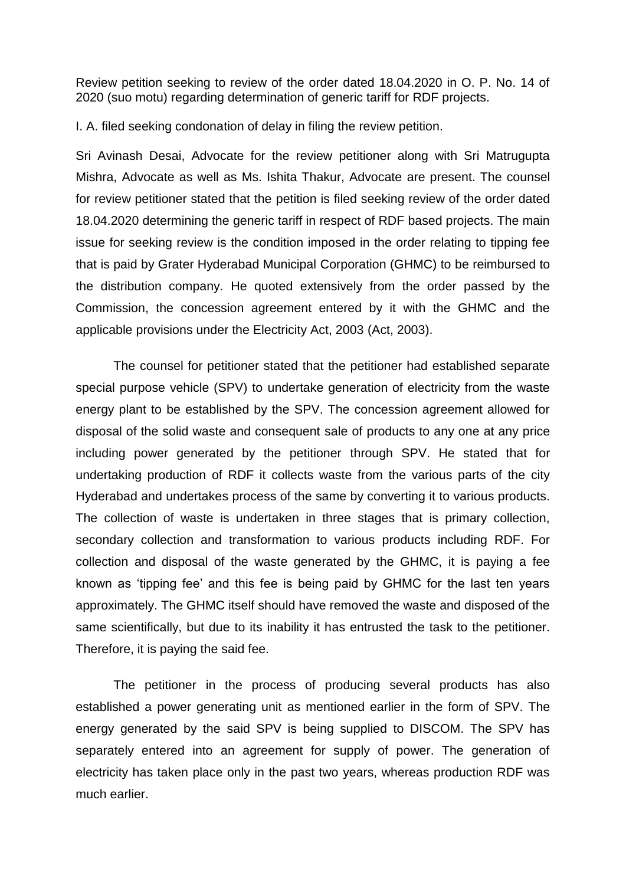Review petition seeking to review of the order dated 18.04.2020 in O. P. No. 14 of 2020 (suo motu) regarding determination of generic tariff for RDF projects.

I. A. filed seeking condonation of delay in filing the review petition.

Sri Avinash Desai, Advocate for the review petitioner along with Sri Matrugupta Mishra, Advocate as well as Ms. Ishita Thakur, Advocate are present. The counsel for review petitioner stated that the petition is filed seeking review of the order dated 18.04.2020 determining the generic tariff in respect of RDF based projects. The main issue for seeking review is the condition imposed in the order relating to tipping fee that is paid by Grater Hyderabad Municipal Corporation (GHMC) to be reimbursed to the distribution company. He quoted extensively from the order passed by the Commission, the concession agreement entered by it with the GHMC and the applicable provisions under the Electricity Act, 2003 (Act, 2003).

The counsel for petitioner stated that the petitioner had established separate special purpose vehicle (SPV) to undertake generation of electricity from the waste energy plant to be established by the SPV. The concession agreement allowed for disposal of the solid waste and consequent sale of products to any one at any price including power generated by the petitioner through SPV. He stated that for undertaking production of RDF it collects waste from the various parts of the city Hyderabad and undertakes process of the same by converting it to various products. The collection of waste is undertaken in three stages that is primary collection, secondary collection and transformation to various products including RDF. For collection and disposal of the waste generated by the GHMC, it is paying a fee known as 'tipping fee' and this fee is being paid by GHMC for the last ten years approximately. The GHMC itself should have removed the waste and disposed of the same scientifically, but due to its inability it has entrusted the task to the petitioner. Therefore, it is paying the said fee.

The petitioner in the process of producing several products has also established a power generating unit as mentioned earlier in the form of SPV. The energy generated by the said SPV is being supplied to DISCOM. The SPV has separately entered into an agreement for supply of power. The generation of electricity has taken place only in the past two years, whereas production RDF was much earlier.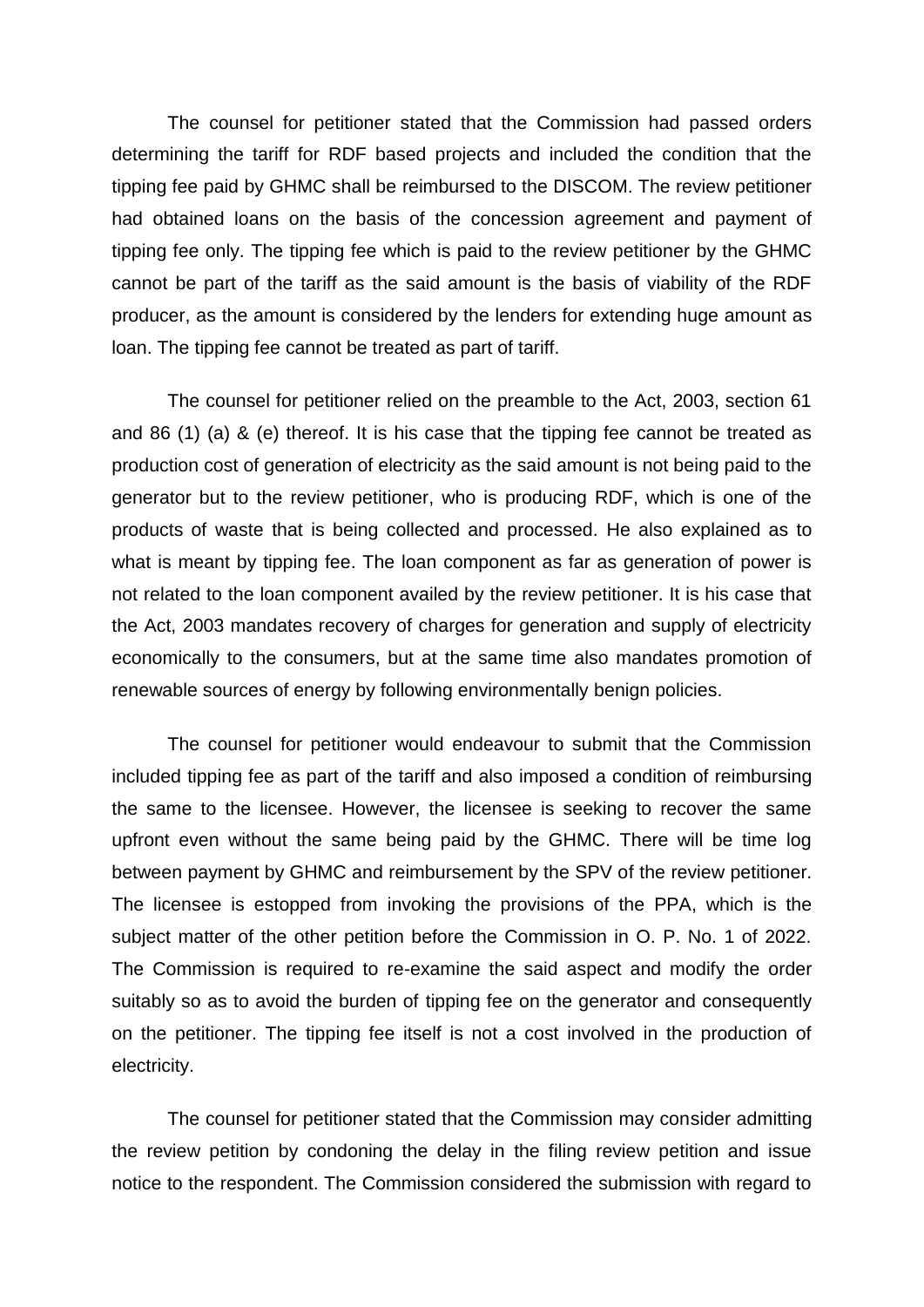The counsel for petitioner stated that the Commission had passed orders determining the tariff for RDF based projects and included the condition that the tipping fee paid by GHMC shall be reimbursed to the DISCOM. The review petitioner had obtained loans on the basis of the concession agreement and payment of tipping fee only. The tipping fee which is paid to the review petitioner by the GHMC cannot be part of the tariff as the said amount is the basis of viability of the RDF producer, as the amount is considered by the lenders for extending huge amount as loan. The tipping fee cannot be treated as part of tariff.

The counsel for petitioner relied on the preamble to the Act, 2003, section 61 and 86 (1) (a) & (e) thereof. It is his case that the tipping fee cannot be treated as production cost of generation of electricity as the said amount is not being paid to the generator but to the review petitioner, who is producing RDF, which is one of the products of waste that is being collected and processed. He also explained as to what is meant by tipping fee. The loan component as far as generation of power is not related to the loan component availed by the review petitioner. It is his case that the Act, 2003 mandates recovery of charges for generation and supply of electricity economically to the consumers, but at the same time also mandates promotion of renewable sources of energy by following environmentally benign policies.

The counsel for petitioner would endeavour to submit that the Commission included tipping fee as part of the tariff and also imposed a condition of reimbursing the same to the licensee. However, the licensee is seeking to recover the same upfront even without the same being paid by the GHMC. There will be time log between payment by GHMC and reimbursement by the SPV of the review petitioner. The licensee is estopped from invoking the provisions of the PPA, which is the subject matter of the other petition before the Commission in O. P. No. 1 of 2022. The Commission is required to re-examine the said aspect and modify the order suitably so as to avoid the burden of tipping fee on the generator and consequently on the petitioner. The tipping fee itself is not a cost involved in the production of electricity.

The counsel for petitioner stated that the Commission may consider admitting the review petition by condoning the delay in the filing review petition and issue notice to the respondent. The Commission considered the submission with regard to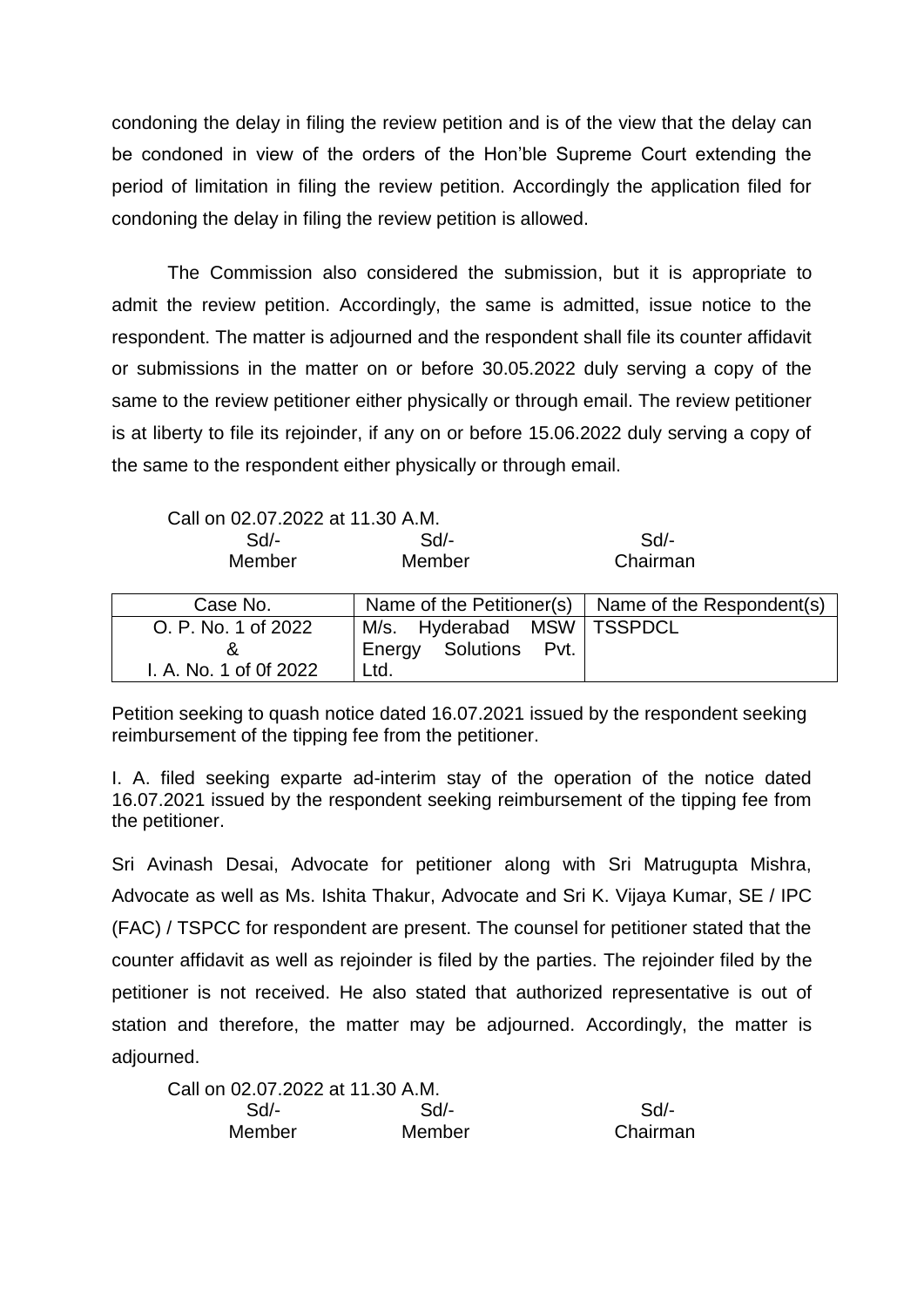condoning the delay in filing the review petition and is of the view that the delay can be condoned in view of the orders of the Hon'ble Supreme Court extending the period of limitation in filing the review petition. Accordingly the application filed for condoning the delay in filing the review petition is allowed.

The Commission also considered the submission, but it is appropriate to admit the review petition. Accordingly, the same is admitted, issue notice to the respondent. The matter is adjourned and the respondent shall file its counter affidavit or submissions in the matter on or before 30.05.2022 duly serving a copy of the same to the review petitioner either physically or through email. The review petitioner is at liberty to file its rejoinder, if any on or before 15.06.2022 duly serving a copy of the same to the respondent either physically or through email.

Call on 02.07.2022 at 11.30 A.M.

| Sd/- | Sd/- | Sd/- |
|---|---|---|
| Member | Member | Chairman |

| Case No. | Name of the Petitioner(s) | Name of the Respondent(s) |
|---|---|---|
| O. P. No. 1 of 2022 & I. A. No. 1 of 0f 2022 | M/s. Hyderabad MSW Energy Solutions Pvt. Ltd. | TSSPDCL |

Petition seeking to quash notice dated 16.07.2021 issued by the respondent seeking reimbursement of the tipping fee from the petitioner.

I. A. filed seeking exparte ad-interim stay of the operation of the notice dated 16.07.2021 issued by the respondent seeking reimbursement of the tipping fee from the petitioner.

Sri Avinash Desai, Advocate for petitioner along with Sri Matrugupta Mishra, Advocate as well as Ms. Ishita Thakur, Advocate and Sri K. Vijaya Kumar, SE / IPC (FAC) / TSPCC for respondent are present. The counsel for petitioner stated that the counter affidavit as well as rejoinder is filed by the parties. The rejoinder filed by the petitioner is not received. He also stated that authorized representative is out of station and therefore, the matter may be adjourned. Accordingly, the matter is adjourned.

Call on 02.07.2022 at 11.30 A.M.

| Sd/- | Sd/- | Sd/- |
|---|---|---|
| Member | Member | Chairman |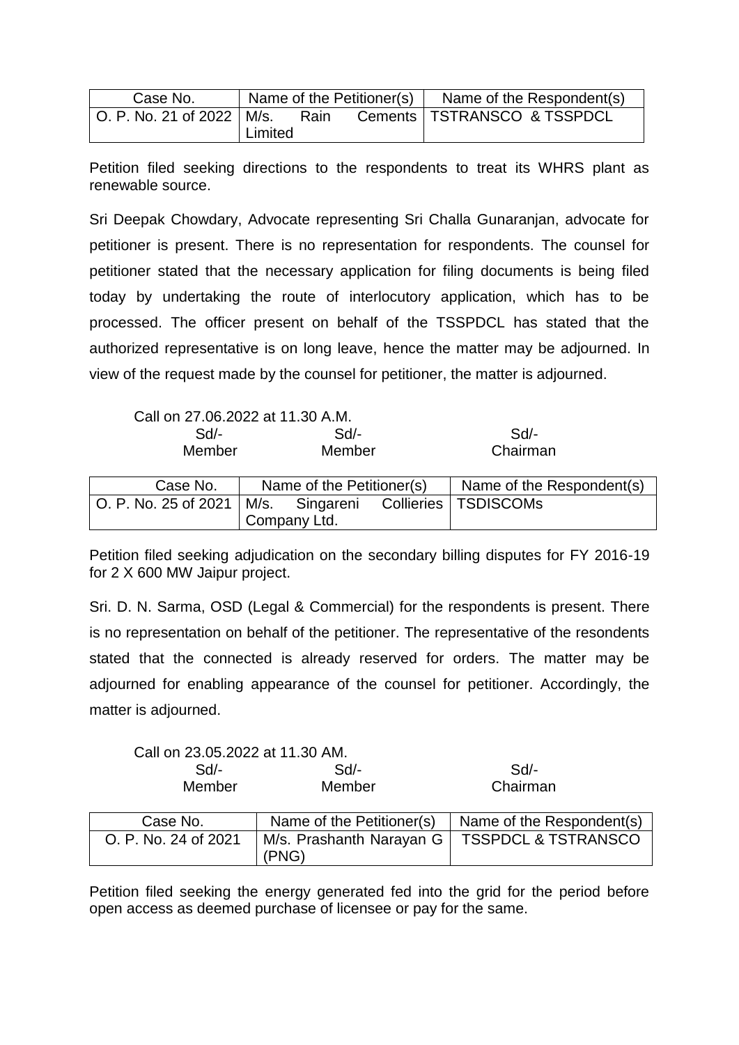| Case No. | Name of the Petitioner(s) | Name of the Respondent(s) |
|---|---|---|
| O. P. No. 21 of 2022 | M/s. Rain Cements Limited | TSTRANSCO & TSSPDCL |

Petition filed seeking directions to the respondents to treat its WHRS plant as renewable source.

Sri Deepak Chowdary, Advocate representing Sri Challa Gunaranjan, advocate for petitioner is present. There is no representation for respondents. The counsel for petitioner stated that the necessary application for filing documents is being filed today by undertaking the route of interlocutory application, which has to be processed. The officer present on behalf of the TSSPDCL has stated that the authorized representative is on long leave, hence the matter may be adjourned. In view of the request made by the counsel for petitioner, the matter is adjourned.

Call on 27.06.2022 at 11.30 A.M.

| Sd/- | Sd/- | Sd/- |
|---|---|---|
| Member | Member | Chairman |

| Case No. | Name of the Petitioner(s) | Name of the Respondent(s) |
|---|---|---|
| O. P. No. 25 of 2021 | M/s. Singareni Collieries Company Ltd. | TSDISCOMs |

Petition filed seeking adjudication on the secondary billing disputes for FY 2016-19 for 2 X 600 MW Jaipur project.

Sri. D. N. Sarma, OSD (Legal & Commercial) for the respondents is present. There is no representation on behalf of the petitioner. The representative of the resondents stated that the connected is already reserved for orders. The matter may be adjourned for enabling appearance of the counsel for petitioner. Accordingly, the matter is adjourned.

Call on 23.05.2022 at 11.30 AM.

| Sd/- | Sd/- | Sd/- |
|---|---|---|
| Member | Member | Chairman |

| Case No. | Name of the Petitioner(s) | Name of the Respondent(s) |
|---|---|---|
| O. P. No. 24 of 2021 | M/s. Prashanth Narayan G (PNG) | TSSPDCL & TSTRANSCO |

Petition filed seeking the energy generated fed into the grid for the period before open access as deemed purchase of licensee or pay for the same.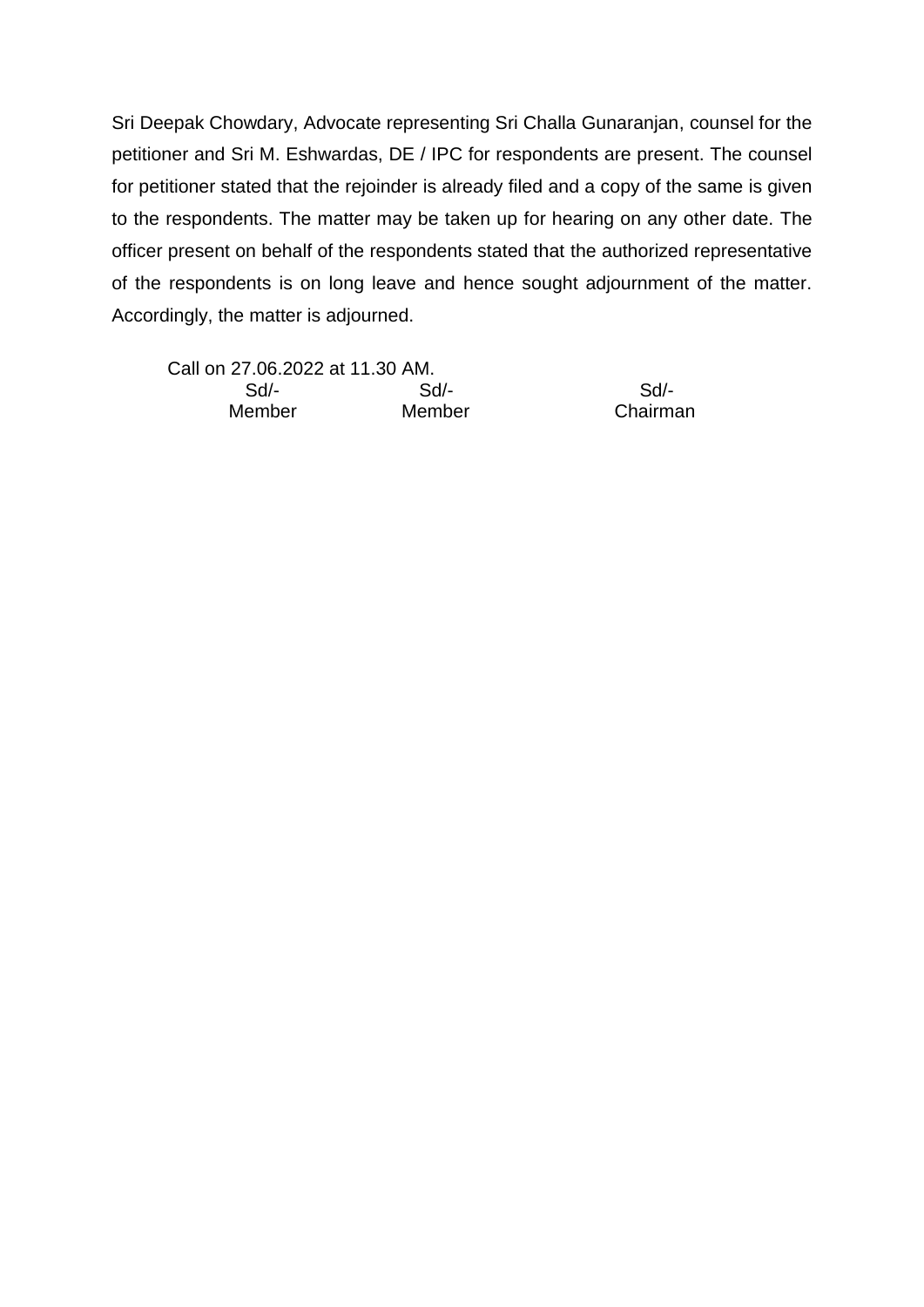Sri Deepak Chowdary, Advocate representing Sri Challa Gunaranjan, counsel for the petitioner and Sri M. Eshwardas, DE / IPC for respondents are present. The counsel for petitioner stated that the rejoinder is already filed and a copy of the same is given to the respondents. The matter may be taken up for hearing on any other date. The officer present on behalf of the respondents stated that the authorized representative of the respondents is on long leave and hence sought adjournment of the matter. Accordingly, the matter is adjourned.

Call on 27.06.2022 at 11.30 AM.

| | | |
|---|---|---|
| Sd/- | Sd/- | Sd/- |
| Member | Member | Chairman |